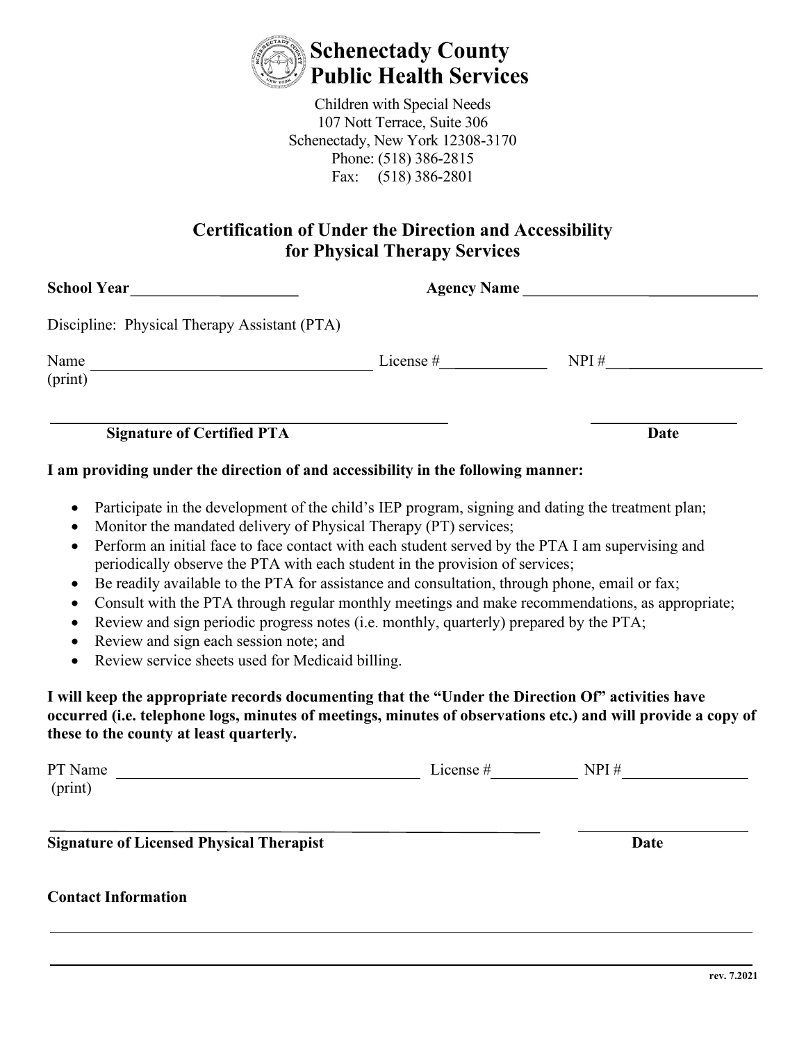# Schenectady County Public Health Services

Children with Special Needs
107 Nott Terrace, Suite 306
Schenectady, New York 12308-3170
Phone: (518) 386-2815
Fax: (518) 386-2801

## Certification of Under the Direction and Accessibility for Physical Therapy Services

**School Year** ______________________ **Agency Name** ______________________________

Discipline: Physical Therapy Assistant (PTA)

Name (print) ____________________________________ License #______________ NPI #____________________

______________________________________________ ____________________
**Signature of Certified PTA** **Date**

**I am providing under the direction of and accessibility in the following manner:**

- Participate in the development of the child's IEP program, signing and dating the treatment plan;
- Monitor the mandated delivery of Physical Therapy (PT) services;
- Perform an initial face to face contact with each student served by the PTA I am supervising and periodically observe the PTA with each student in the provision of services;
- Be readily available to the PTA for assistance and consultation, through phone, email or fax;
- Consult with the PTA through regular monthly meetings and make recommendations, as appropriate;
- Review and sign periodic progress notes (i.e. monthly, quarterly) prepared by the PTA;
- Review and sign each session note; and
- Review service sheets used for Medicaid billing.

**I will keep the appropriate records documenting that the "Under the Direction Of" activities have occurred (i.e. telephone logs, minutes of meetings, minutes of observations etc.) and will provide a copy of these to the county at least quarterly.**

PT Name (print) ____________________________________ License #___________ NPI #________________

______________________________________________ ____________________
**Signature of Licensed Physical Therapist** **Date**

**Contact Information**

______________________________________________________________________________

______________________________________________________________________________

rev. 7.2021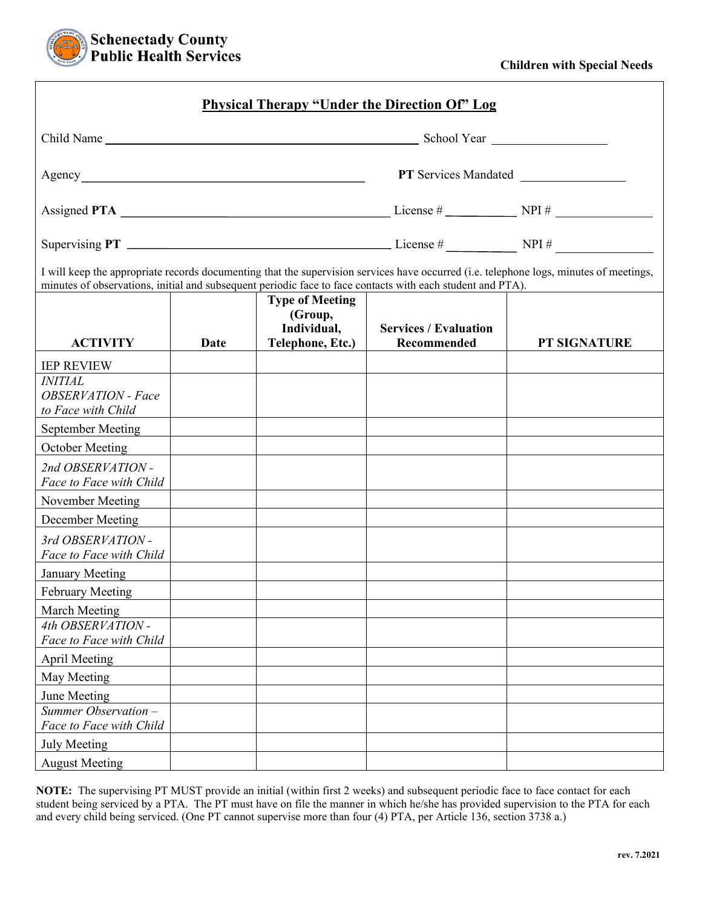Schenectady County
Public Health Services

Children with Special Needs

## Physical Therapy "Under the Direction Of" Log

Child Name ____________________ School Year ____________

Agency ____________________ **PT** Services Mandated ____________

Assigned **PTA** ____________________ License # ________ NPI # ____________

Supervising **PT** ____________________ License # ________ NPI # ____________

I will keep the appropriate records documenting that the supervision services have occurred (i.e. telephone logs, minutes of meetings, minutes of observations, initial and subsequent periodic face to face contacts with each student and PTA).

| ACTIVITY | Date | Type of Meeting (Group, Individual, Telephone, Etc.) | Services / Evaluation Recommended | PT SIGNATURE |
|---|---|---|---|---|
| IEP REVIEW | | | | |
| *INITIAL OBSERVATION - Face to Face with Child* | | | | |
| September Meeting | | | | |
| October Meeting | | | | |
| *2nd OBSERVATION - Face to Face with Child* | | | | |
| November Meeting | | | | |
| December Meeting | | | | |
| *3rd OBSERVATION - Face to Face with Child* | | | | |
| January Meeting | | | | |
| February Meeting | | | | |
| March Meeting | | | | |
| *4th OBSERVATION - Face to Face with Child* | | | | |
| April Meeting | | | | |
| May Meeting | | | | |
| June Meeting | | | | |
| *Summer Observation – Face to Face with Child* | | | | |
| July Meeting | | | | |
| August Meeting | | | | |

**NOTE:** The supervising PT MUST provide an initial (within first 2 weeks) and subsequent periodic face to face contact for each student being serviced by a PTA. The PT must have on file the manner in which he/she has provided supervision to the PTA for each and every child being serviced. (One PT cannot supervise more than four (4) PTA, per Article 136, section 3738 a.)

rev. 7.2021